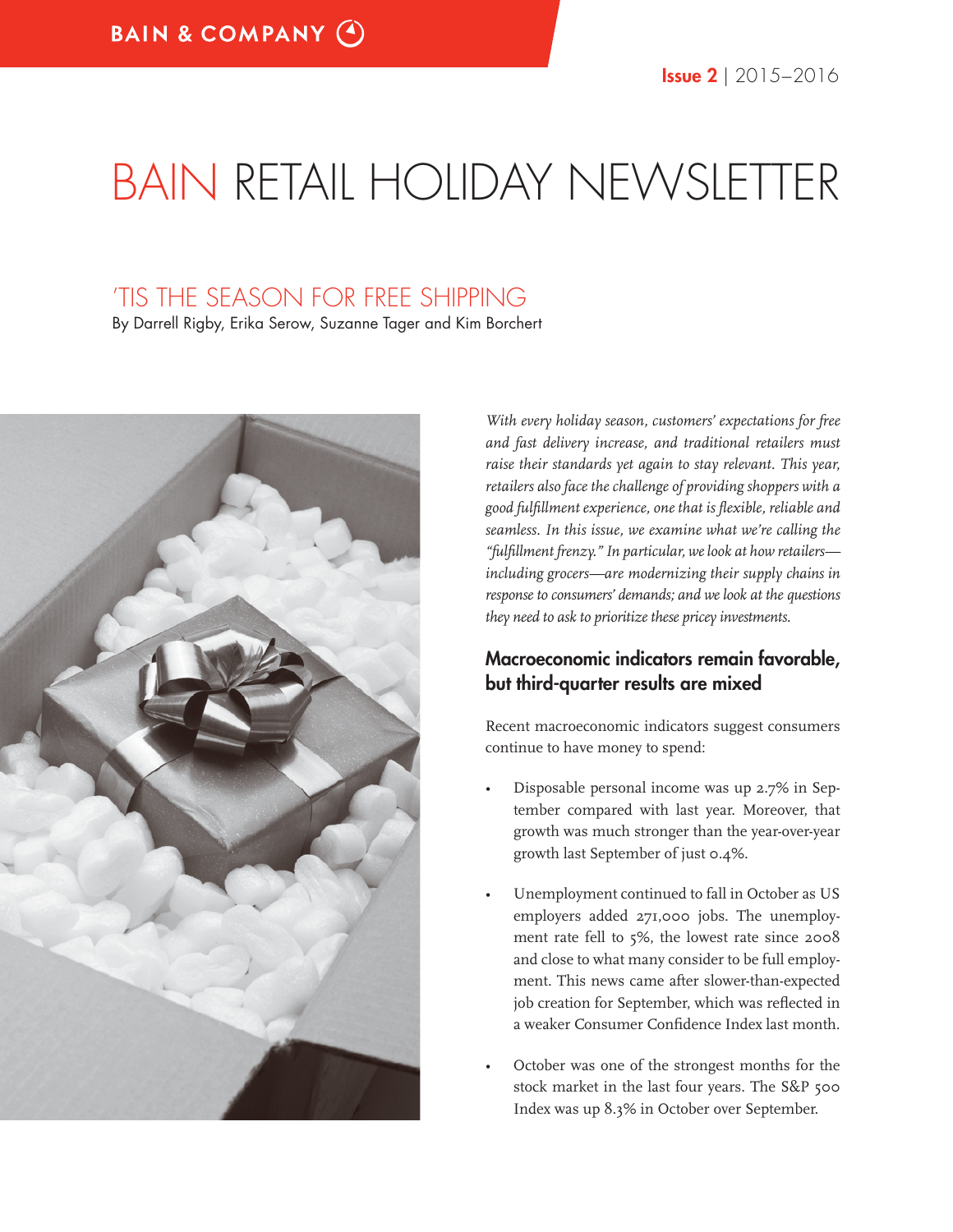BAIN & COMPANY

**Issue 2** | 2015–2016

# BAIN RETAIL HOLIDAY NEWSLETTER

## 'TIS THE SEASON FOR FREE SHIPPING

By Darrell Rigby, Erika Serow, Suzanne Tager and Kim Borchert

*With every holiday season, customers' expectations for free and fast delivery increase, and traditional retailers must raise their standards yet again to stay relevant. This year, retailers also face the challenge of providing shoppers with a good fulfillment experience, one that is flexible, reliable and seamless. In this issue, we examine what we're calling the "fulfillment frenzy." In particular, we look at how retailers—including grocers—are modernizing their supply chains in response to consumers' demands; and we look at the questions they need to ask to prioritize these pricey investments.*

### Macroeconomic indicators remain favorable, but third-quarter results are mixed

Recent macroeconomic indicators suggest consumers continue to have money to spend:

- Disposable personal income was up 2.7% in September compared with last year. Moreover, that growth was much stronger than the year-over-year growth last September of just 0.4%.
- Unemployment continued to fall in October as US employers added 271,000 jobs. The unemployment rate fell to 5%, the lowest rate since 2008 and close to what many consider to be full employment. This news came after slower-than-expected job creation for September, which was reflected in a weaker Consumer Confidence Index last month.
- October was one of the strongest months for the stock market in the last four years. The S&P 500 Index was up 8.3% in October over September.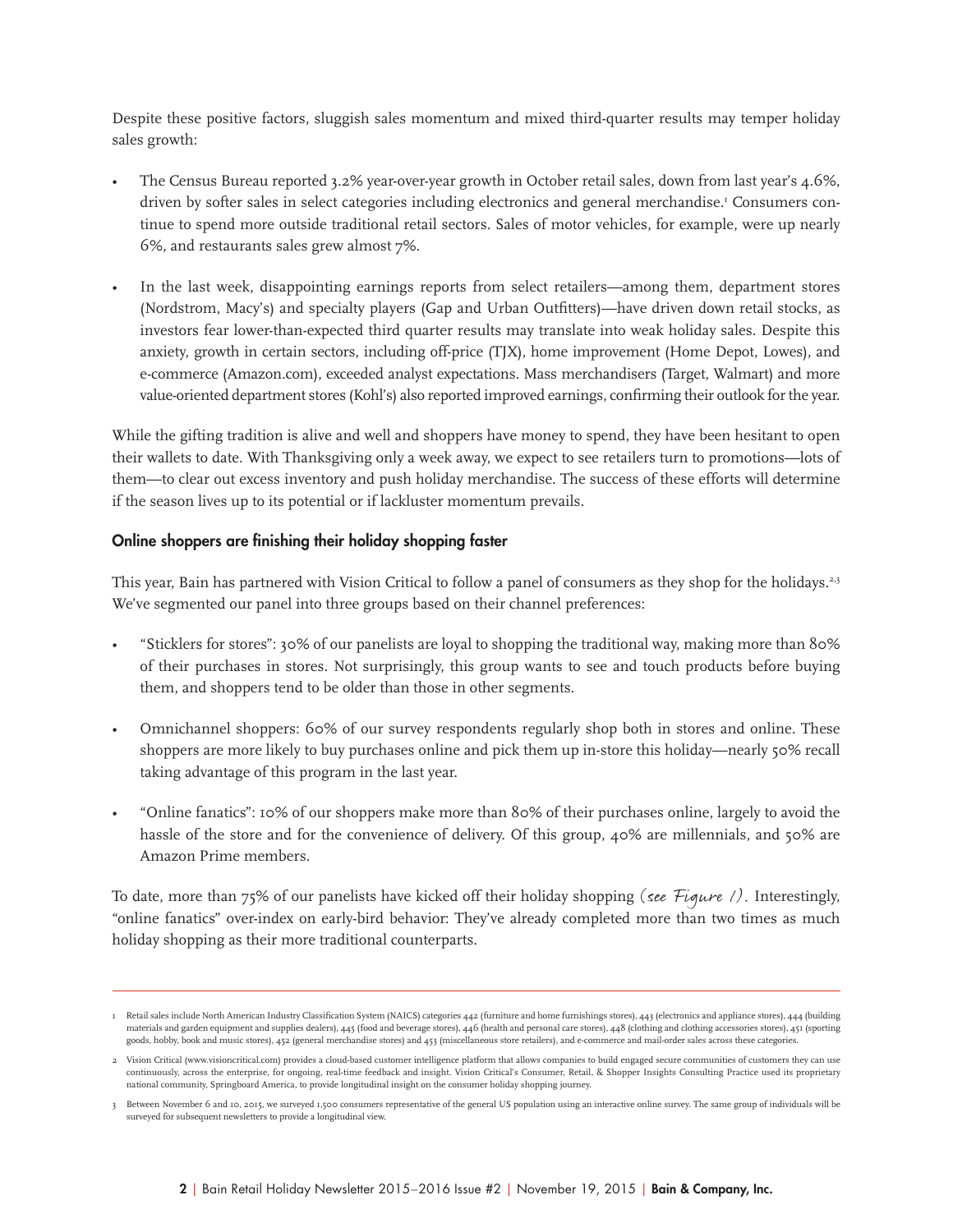Despite these positive factors, sluggish sales momentum and mixed third-quarter results may temper holiday sales growth:

- The Census Bureau reported 3.2% year-over-year growth in October retail sales, down from last year's 4.6%, driven by softer sales in select categories including electronics and general merchandise.[1] Consumers continue to spend more outside traditional retail sectors. Sales of motor vehicles, for example, were up nearly 6%, and restaurants sales grew almost 7%.
- In the last week, disappointing earnings reports from select retailers—among them, department stores (Nordstrom, Macy's) and specialty players (Gap and Urban Outfitters)—have driven down retail stocks, as investors fear lower-than-expected third quarter results may translate into weak holiday sales. Despite this anxiety, growth in certain sectors, including off-price (TJX), home improvement (Home Depot, Lowes), and e-commerce (Amazon.com), exceeded analyst expectations. Mass merchandisers (Target, Walmart) and more value-oriented department stores (Kohl's) also reported improved earnings, confirming their outlook for the year.

While the gifting tradition is alive and well and shoppers have money to spend, they have been hesitant to open their wallets to date. With Thanksgiving only a week away, we expect to see retailers turn to promotions—lots of them—to clear out excess inventory and push holiday merchandise. The success of these efforts will determine if the season lives up to its potential or if lackluster momentum prevails.

## Online shoppers are finishing their holiday shopping faster

This year, Bain has partnered with Vision Critical to follow a panel of consumers as they shop for the holidays.[2,3] We've segmented our panel into three groups based on their channel preferences:

- "Sticklers for stores": 30% of our panelists are loyal to shopping the traditional way, making more than 80% of their purchases in stores. Not surprisingly, this group wants to see and touch products before buying them, and shoppers tend to be older than those in other segments.
- Omnichannel shoppers: 60% of our survey respondents regularly shop both in stores and online. These shoppers are more likely to buy purchases online and pick them up in-store this holiday—nearly 50% recall taking advantage of this program in the last year.
- "Online fanatics": 10% of our shoppers make more than 80% of their purchases online, largely to avoid the hassle of the store and for the convenience of delivery. Of this group, 40% are millennials, and 50% are Amazon Prime members.

To date, more than 75% of our panelists have kicked off their holiday shopping *(see Figure 1)*. Interestingly, "online fanatics" over-index on early-bird behavior: They've already completed more than two times as much holiday shopping as their more traditional counterparts.

---

1 Retail sales include North American Industry Classification System (NAICS) categories 442 (furniture and home furnishings stores), 443 (electronics and appliance stores), 444 (building materials and garden equipment and supplies dealers), 445 (food and beverage stores), 446 (health and personal care stores), 448 (clothing and clothing accessories stores), 451 (sporting goods, hobby, book and music stores), 452 (general merchandise stores) and 453 (miscellaneous store retailers), and e-commerce and mail-order sales across these categories.

2 Vision Critical (www.visioncritical.com) provides a cloud-based customer intelligence platform that allows companies to build engaged secure communities of customers they can use continuously, across the enterprise, for ongoing, real-time feedback and insight. Vision Critical's Consumer, Retail, & Shopper Insights Consulting Practice used its proprietary national community, Springboard America, to provide longitudinal insight on the consumer holiday shopping journey.

3 Between November 6 and 10, 2015, we surveyed 1,500 consumers representative of the general US population using an interactive online survey. The same group of individuals will be surveyed for subsequent newsletters to provide a longitudinal view.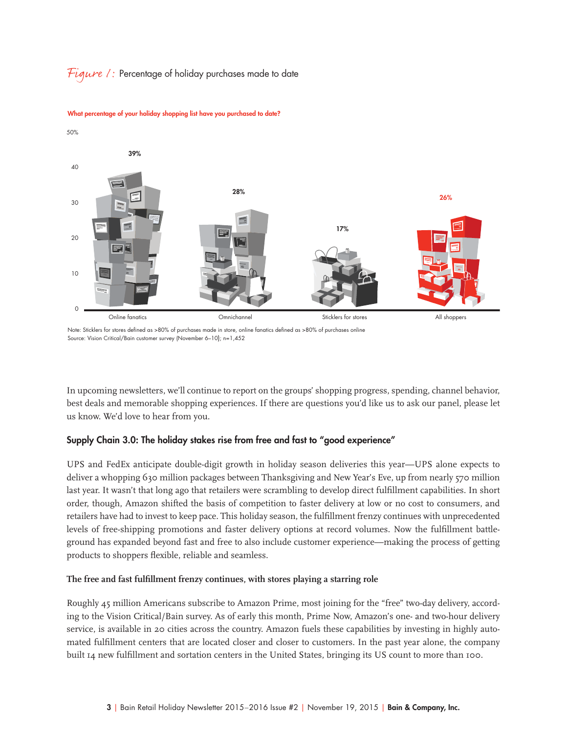*Figure 1:* Percentage of holiday purchases made to date

**What percentage of your holiday shopping list have you purchased to date?**

| Online fanatics | Omnichannel | Sticklers for stores | All shoppers |
|---|---|---|---|
| 39% | 28% | 17% | 26% |

Note: Sticklers for stores defined as >80% of purchases made in store, online fanatics defined as >80% of purchases online
Source: Vision Critical/Bain customer survey (November 6–10); n=1,452

In upcoming newsletters, we'll continue to report on the groups' shopping progress, spending, channel behavior, best deals and memorable shopping experiences. If there are questions you'd like us to ask our panel, please let us know. We'd love to hear from you.

## Supply Chain 3.0: The holiday stakes rise from free and fast to "good experience"

UPS and FedEx anticipate double-digit growth in holiday season deliveries this year—UPS alone expects to deliver a whopping 630 million packages between Thanksgiving and New Year's Eve, up from nearly 570 million last year. It wasn't that long ago that retailers were scrambling to develop direct fulfillment capabilities. In short order, though, Amazon shifted the basis of competition to faster delivery at low or no cost to consumers, and retailers have had to invest to keep pace. This holiday season, the fulfillment frenzy continues with unprecedented levels of free-shipping promotions and faster delivery options at record volumes. Now the fulfillment battleground has expanded beyond fast and free to also include customer experience—making the process of getting products to shoppers flexible, reliable and seamless.

### The free and fast fulfillment frenzy continues, with stores playing a starring role

Roughly 45 million Americans subscribe to Amazon Prime, most joining for the "free" two-day delivery, according to the Vision Critical/Bain survey. As of early this month, Prime Now, Amazon's one- and two-hour delivery service, is available in 20 cities across the country. Amazon fuels these capabilities by investing in highly automated fulfillment centers that are located closer and closer to customers. In the past year alone, the company built 14 new fulfillment and sortation centers in the United States, bringing its US count to more than 100.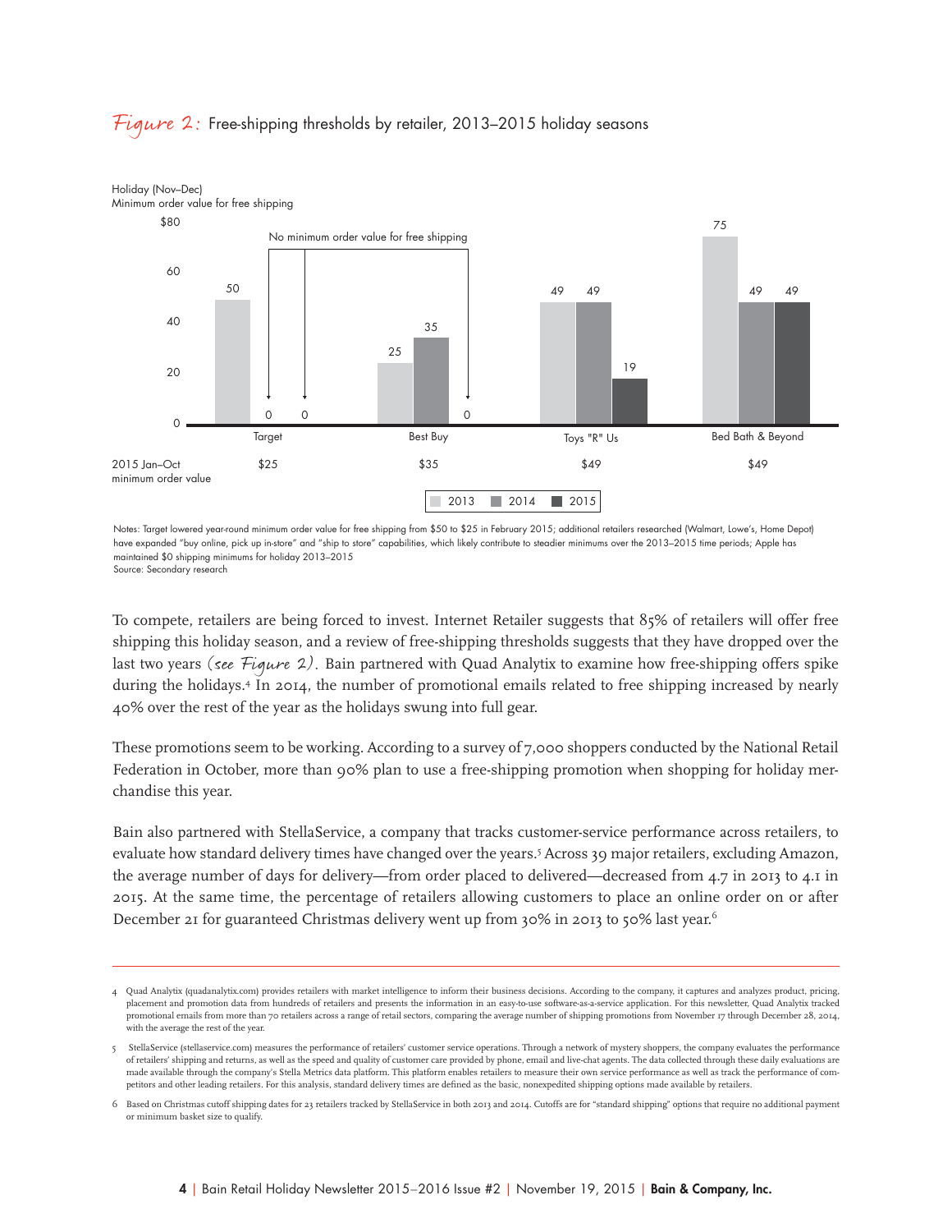*Figure 2:* Free-shipping thresholds by retailer, 2013–2015 holiday seasons

Holiday (Nov–Dec)
Minimum order value for free shipping

| Retailer | 2013 | 2014 | 2015 | 2015 Jan–Oct minimum order value |
|---|---|---|---|---|
| Target | 50 | 0 | 0 | $25 |
| Best Buy | 25 | 35 | 0 | $35 |
| Toys "R" Us | 49 | 49 | 19 | $49 |
| Bed Bath & Beyond | 75 | 49 | 49 | $49 |

(0 = No minimum order value for free shipping)

Notes: Target lowered year-round minimum order value for free shipping from $50 to $25 in February 2015; additional retailers researched (Walmart, Lowe's, Home Depot) have expanded "buy online, pick up in-store" and "ship to store" capabilities, which likely contribute to steadier minimums over the 2013–2015 time periods; Apple has maintained $0 shipping minimums for holiday 2013–2015
Source: Secondary research

To compete, retailers are being forced to invest. Internet Retailer suggests that 85% of retailers will offer free shipping this holiday season, and a review of free-shipping thresholds suggests that they have dropped over the last two years (*see Figure 2*). Bain partnered with Quad Analytix to examine how free-shipping offers spike during the holidays.[4] In 2014, the number of promotional emails related to free shipping increased by nearly 40% over the rest of the year as the holidays swung into full gear.

These promotions seem to be working. According to a survey of 7,000 shoppers conducted by the National Retail Federation in October, more than 90% plan to use a free-shipping promotion when shopping for holiday merchandise this year.

Bain also partnered with StellaService, a company that tracks customer-service performance across retailers, to evaluate how standard delivery times have changed over the years.[5] Across 39 major retailers, excluding Amazon, the average number of days for delivery—from order placed to delivered—decreased from 4.7 in 2013 to 4.1 in 2015. At the same time, the percentage of retailers allowing customers to place an online order on or after December 21 for guaranteed Christmas delivery went up from 30% in 2013 to 50% last year.[6]

---

4 Quad Analytix (quadanalytix.com) provides retailers with market intelligence to inform their business decisions. According to the company, it captures and analyzes product, pricing, placement and promotion data from hundreds of retailers and presents the information in an easy-to-use software-as-a-service application. For this newsletter, Quad Analytix tracked promotional emails from more than 70 retailers across a range of retail sectors, comparing the average number of shipping promotions from November 17 through December 28, 2014, with the average the rest of the year.

5 StellaService (stellaservice.com) measures the performance of retailers' customer service operations. Through a network of mystery shoppers, the company evaluates the performance of retailers' shipping and returns, as well as the speed and quality of customer care provided by phone, email and live-chat agents. The data collected through these daily evaluations are made available through the company's Stella Metrics data platform. This platform enables retailers to measure their own service performance as well as track the performance of competitors and other leading retailers. For this analysis, standard delivery times are defined as the basic, nonexpedited shipping options made available by retailers.

6 Based on Christmas cutoff shipping dates for 23 retailers tracked by StellaService in both 2013 and 2014. Cutoffs are for "standard shipping" options that require no additional payment or minimum basket size to qualify.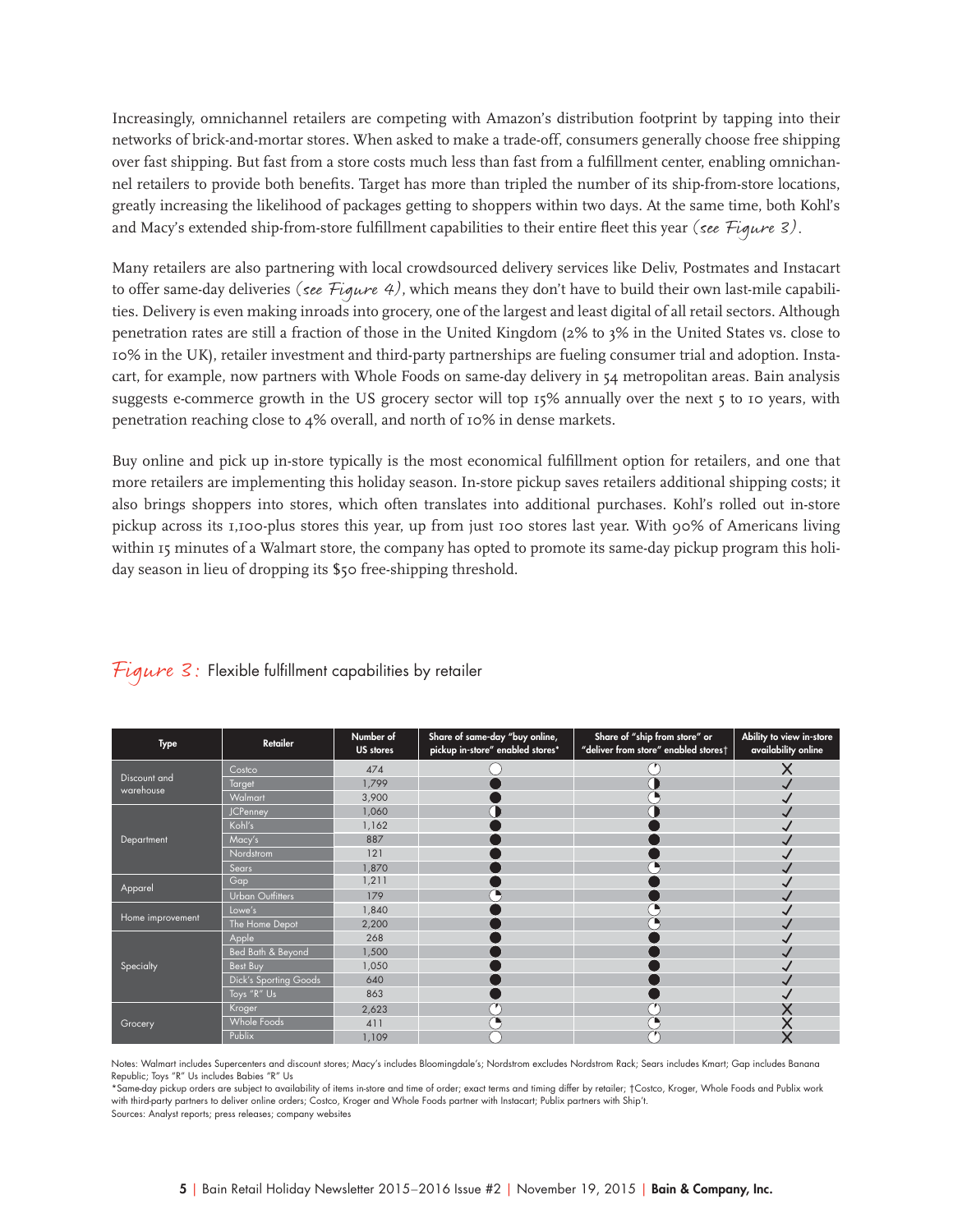Increasingly, omnichannel retailers are competing with Amazon's distribution footprint by tapping into their networks of brick-and-mortar stores. When asked to make a trade-off, consumers generally choose free shipping over fast shipping. But fast from a store costs much less than fast from a fulfillment center, enabling omnichannel retailers to provide both benefits. Target has more than tripled the number of its ship-from-store locations, greatly increasing the likelihood of packages getting to shoppers within two days. At the same time, both Kohl's and Macy's extended ship-from-store fulfillment capabilities to their entire fleet this year *(see Figure 3)*.

Many retailers are also partnering with local crowdsourced delivery services like Deliv, Postmates and Instacart to offer same-day deliveries *(see Figure 4)*, which means they don't have to build their own last-mile capabilities. Delivery is even making inroads into grocery, one of the largest and least digital of all retail sectors. Although penetration rates are still a fraction of those in the United Kingdom (2% to 3% in the United States vs. close to 10% in the UK), retailer investment and third-party partnerships are fueling consumer trial and adoption. Instacart, for example, now partners with Whole Foods on same-day delivery in 54 metropolitan areas. Bain analysis suggests e-commerce growth in the US grocery sector will top 15% annually over the next 5 to 10 years, with penetration reaching close to 4% overall, and north of 10% in dense markets.

Buy online and pick up in-store typically is the most economical fulfillment option for retailers, and one that more retailers are implementing this holiday season. In-store pickup saves retailers additional shipping costs; it also brings shoppers into stores, which often translates into additional purchases. Kohl's rolled out in-store pickup across its 1,100-plus stores this year, up from just 100 stores last year. With 90% of Americans living within 15 minutes of a Walmart store, the company has opted to promote its same-day pickup program this holiday season in lieu of dropping its $50 free-shipping threshold.

*Figure 3:* Flexible fulfillment capabilities by retailer

| Type | Retailer | Number of US stores | Share of same-day "buy online, pickup in-store" enabled stores* | Share of "ship from store" or "deliver from store" enabled stores† | Ability to view in-store availability online |
|---|---|---|---|---|---|
| Discount and warehouse | Costco | 474 | ○ | ○ (sliver) | ✗ |
| | Target | 1,799 | ● | ◑ | ✓ |
| | Walmart | 3,900 | ● | ◔ | ✓ |
| Department | JCPenney | 1,060 | ◑ | ◑ | ✓ |
| | Kohl's | 1,162 | ● | ● | ✓ |
| | Macy's | 887 | ● | ● | ✓ |
| | Nordstrom | 121 | ● | ● | ✓ |
| | Sears | 1,870 | ● | ◔ | ✓ |
| Apparel | Gap | 1,211 | ● | ● | ✓ |
| | Urban Outfitters | 179 | ◔ | ● | ✓ |
| Home improvement | Lowe's | 1,840 | ● | ◔ | ✓ |
| | The Home Depot | 2,200 | ● | ◔ | ✓ |
| Specialty | Apple | 268 | ● | ● | ✓ |
| | Bed Bath & Beyond | 1,500 | ● | ● | ✓ |
| | Best Buy | 1,050 | ● | ● | ✓ |
| | Dick's Sporting Goods | 640 | ● | ● | ✓ |
| | Toys "R" Us | 863 | ● | ● | ✓ |
| Grocery | Kroger | 2,623 | ○ (sliver) | ○ (sliver) | ✗ |
| | Whole Foods | 411 | ◔ | ◔ | ✗ |
| | Publix | 1,109 | ○ | ○ (sliver) | ✗ |

Notes: Walmart includes Supercenters and discount stores; Macy's includes Bloomingdale's; Nordstrom excludes Nordstrom Rack; Sears includes Kmart; Gap includes Banana Republic; Toys "R" Us includes Babies "R" Us

*Same-day pickup orders are subject to availability of items in-store and time of order; exact terms and timing differ by retailer; †Costco, Kroger, Whole Foods and Publix work with third-party partners to deliver online orders; Costco, Kroger and Whole Foods partner with Instacart; Publix partners with Ship't.

Sources: Analyst reports; press releases; company websites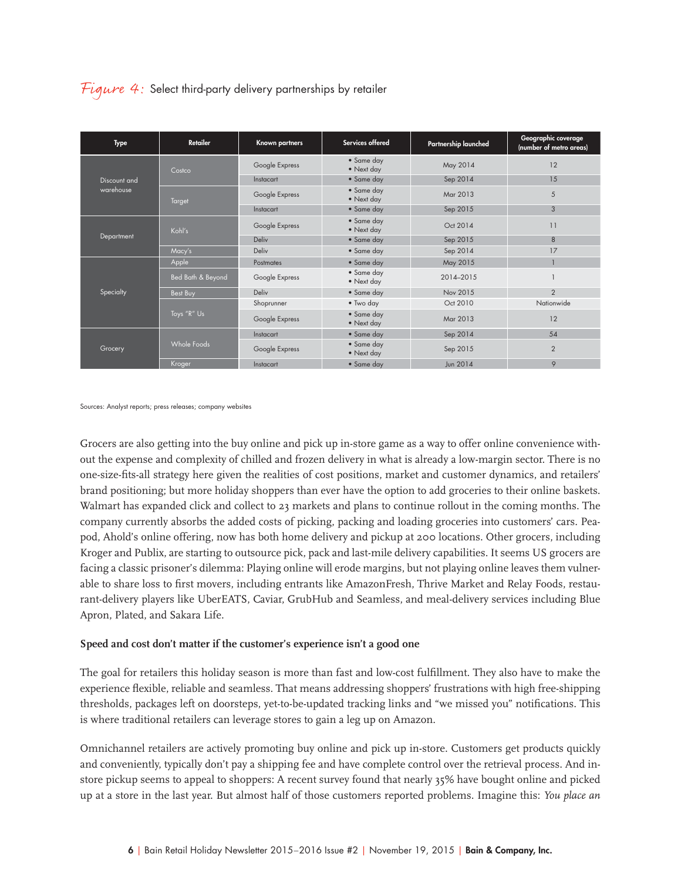*Figure 4:* Select third-party delivery partnerships by retailer

| Type | Retailer | Known partners | Services offered | Partnership launched | Geographic coverage (number of metro areas) |
|---|---|---|---|---|---|
| Discount and warehouse | Costco | Google Express | • Same day • Next day | May 2014 | 12 |
| | | Instacart | • Same day | Sep 2014 | 15 |
| | Target | Google Express | • Same day • Next day | Mar 2013 | 5 |
| | | Instacart | • Same day | Sep 2015 | 3 |
| Department | Kohl's | Google Express | • Same day • Next day | Oct 2014 | 11 |
| | | Deliv | • Same day | Sep 2015 | 8 |
| | Macy's | Deliv | • Same day | Sep 2014 | 17 |
| Specialty | Apple | Postmates | • Same day | May 2015 | 1 |
| | Bed Bath & Beyond | Google Express | • Same day • Next day | 2014–2015 | 1 |
| | Best Buy | Deliv | • Same day | Nov 2015 | 2 |
| | Toys "R" Us | Shoprunner | • Two day | Oct 2010 | Nationwide |
| | | Google Express | • Same day • Next day | Mar 2013 | 12 |
| Grocery | Whole Foods | Instacart | • Same day | Sep 2014 | 54 |
| | | Google Express | • Same day • Next day | Sep 2015 | 2 |
| | Kroger | Instacart | • Same day | Jun 2014 | 9 |

Sources: Analyst reports; press releases; company websites

Grocers are also getting into the buy online and pick up in-store game as a way to offer online convenience without the expense and complexity of chilled and frozen delivery in what is already a low-margin sector. There is no one-size-fits-all strategy here given the realities of cost positions, market and customer dynamics, and retailers' brand positioning; but more holiday shoppers than ever have the option to add groceries to their online baskets. Walmart has expanded click and collect to 23 markets and plans to continue rollout in the coming months. The company currently absorbs the added costs of picking, packing and loading groceries into customers' cars. Peapod, Ahold's online offering, now has both home delivery and pickup at 200 locations. Other grocers, including Kroger and Publix, are starting to outsource pick, pack and last-mile delivery capabilities. It seems US grocers are facing a classic prisoner's dilemma: Playing online will erode margins, but not playing online leaves them vulnerable to share loss to first movers, including entrants like AmazonFresh, Thrive Market and Relay Foods, restaurant-delivery players like UberEATS, Caviar, GrubHub and Seamless, and meal-delivery services including Blue Apron, Plated, and Sakara Life.

**Speed and cost don't matter if the customer's experience isn't a good one**

The goal for retailers this holiday season is more than fast and low-cost fulfillment. They also have to make the experience flexible, reliable and seamless. That means addressing shoppers' frustrations with high free-shipping thresholds, packages left on doorsteps, yet-to-be-updated tracking links and "we missed you" notifications. This is where traditional retailers can leverage stores to gain a leg up on Amazon.

Omnichannel retailers are actively promoting buy online and pick up in-store. Customers get products quickly and conveniently, typically don't pay a shipping fee and have complete control over the retrieval process. And in-store pickup seems to appeal to shoppers: A recent survey found that nearly 35% have bought online and picked up at a store in the last year. But almost half of those customers reported problems. Imagine this: *You place an*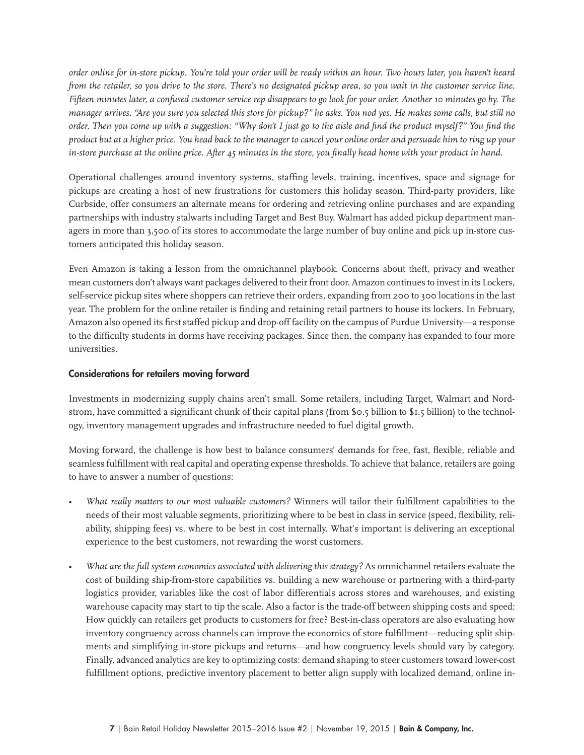*order online for in-store pickup. You're told your order will be ready within an hour. Two hours later, you haven't heard from the retailer, so you drive to the store. There's no designated pickup area, so you wait in the customer service line. Fifteen minutes later, a confused customer service rep disappears to go look for your order. Another 10 minutes go by. The manager arrives. "Are you sure you selected this store for pickup?" he asks. You nod yes. He makes some calls, but still no order. Then you come up with a suggestion: "Why don't I just go to the aisle and find the product myself?" You find the product but at a higher price. You head back to the manager to cancel your online order and persuade him to ring up your in-store purchase at the online price. After 45 minutes in the store, you finally head home with your product in hand.*

Operational challenges around inventory systems, staffing levels, training, incentives, space and signage for pickups are creating a host of new frustrations for customers this holiday season. Third-party providers, like Curbside, offer consumers an alternate means for ordering and retrieving online purchases and are expanding partnerships with industry stalwarts including Target and Best Buy. Walmart has added pickup department managers in more than 3,500 of its stores to accommodate the large number of buy online and pick up in-store customers anticipated this holiday season.

Even Amazon is taking a lesson from the omnichannel playbook. Concerns about theft, privacy and weather mean customers don't always want packages delivered to their front door. Amazon continues to invest in its Lockers, self-service pickup sites where shoppers can retrieve their orders, expanding from 200 to 300 locations in the last year. The problem for the online retailer is finding and retaining retail partners to house its lockers. In February, Amazon also opened its first staffed pickup and drop-off facility on the campus of Purdue University—a response to the difficulty students in dorms have receiving packages. Since then, the company has expanded to four more universities.

## Considerations for retailers moving forward

Investments in modernizing supply chains aren't small. Some retailers, including Target, Walmart and Nordstrom, have committed a significant chunk of their capital plans (from $0.5 billion to $1.5 billion) to the technology, inventory management upgrades and infrastructure needed to fuel digital growth.

Moving forward, the challenge is how best to balance consumers' demands for free, fast, flexible, reliable and seamless fulfillment with real capital and operating expense thresholds. To achieve that balance, retailers are going to have to answer a number of questions:

- *What really matters to our most valuable customers?* Winners will tailor their fulfillment capabilities to the needs of their most valuable segments, prioritizing where to be best in class in service (speed, flexibility, reliability, shipping fees) vs. where to be best in cost internally. What's important is delivering an exceptional experience to the best customers, not rewarding the worst customers.
- *What are the full system economics associated with delivering this strategy?* As omnichannel retailers evaluate the cost of building ship-from-store capabilities vs. building a new warehouse or partnering with a third-party logistics provider, variables like the cost of labor differentials across stores and warehouses, and existing warehouse capacity may start to tip the scale. Also a factor is the trade-off between shipping costs and speed: How quickly can retailers get products to customers for free? Best-in-class operators are also evaluating how inventory congruency across channels can improve the economics of store fulfillment—reducing split shipments and simplifying in-store pickups and returns—and how congruency levels should vary by category. Finally, advanced analytics are key to optimizing costs: demand shaping to steer customers toward lower-cost fulfillment options, predictive inventory placement to better align supply with localized demand, online in-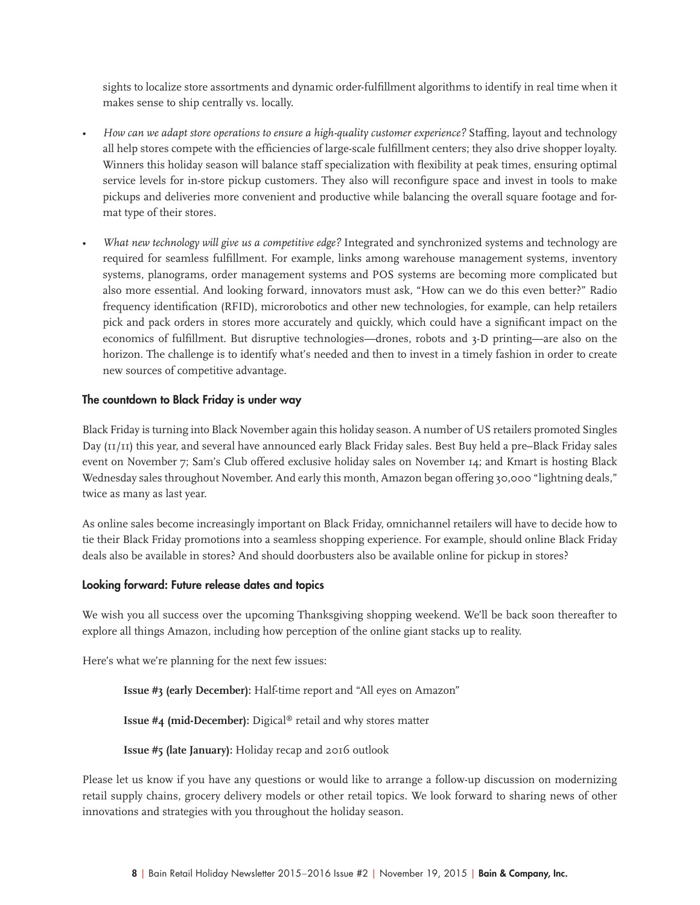sights to localize store assortments and dynamic order-fulfillment algorithms to identify in real time when it makes sense to ship centrally vs. locally.

- *How can we adapt store operations to ensure a high-quality customer experience?* Staffing, layout and technology all help stores compete with the efficiencies of large-scale fulfillment centers; they also drive shopper loyalty. Winners this holiday season will balance staff specialization with flexibility at peak times, ensuring optimal service levels for in-store pickup customers. They also will reconfigure space and invest in tools to make pickups and deliveries more convenient and productive while balancing the overall square footage and format type of their stores.

- *What new technology will give us a competitive edge?* Integrated and synchronized systems and technology are required for seamless fulfillment. For example, links among warehouse management systems, inventory systems, planograms, order management systems and POS systems are becoming more complicated but also more essential. And looking forward, innovators must ask, "How can we do this even better?" Radio frequency identification (RFID), microrobotics and other new technologies, for example, can help retailers pick and pack orders in stores more accurately and quickly, which could have a significant impact on the economics of fulfillment. But disruptive technologies—drones, robots and 3-D printing—are also on the horizon. The challenge is to identify what's needed and then to invest in a timely fashion in order to create new sources of competitive advantage.

### The countdown to Black Friday is under way

Black Friday is turning into Black November again this holiday season. A number of US retailers promoted Singles Day (11/11) this year, and several have announced early Black Friday sales. Best Buy held a pre–Black Friday sales event on November 7; Sam's Club offered exclusive holiday sales on November 14; and Kmart is hosting Black Wednesday sales throughout November. And early this month, Amazon began offering 30,000 "lightning deals," twice as many as last year.

As online sales become increasingly important on Black Friday, omnichannel retailers will have to decide how to tie their Black Friday promotions into a seamless shopping experience. For example, should online Black Friday deals also be available in stores? And should doorbusters also be available online for pickup in stores?

### Looking forward: Future release dates and topics

We wish you all success over the upcoming Thanksgiving shopping weekend. We'll be back soon thereafter to explore all things Amazon, including how perception of the online giant stacks up to reality.

Here's what we're planning for the next few issues:

**Issue #3 (early December):** Half-time report and "All eyes on Amazon"

**Issue #4 (mid-December):** Digical® retail and why stores matter

**Issue #5 (late January):** Holiday recap and 2016 outlook

Please let us know if you have any questions or would like to arrange a follow-up discussion on modernizing retail supply chains, grocery delivery models or other retail topics. We look forward to sharing news of other innovations and strategies with you throughout the holiday season.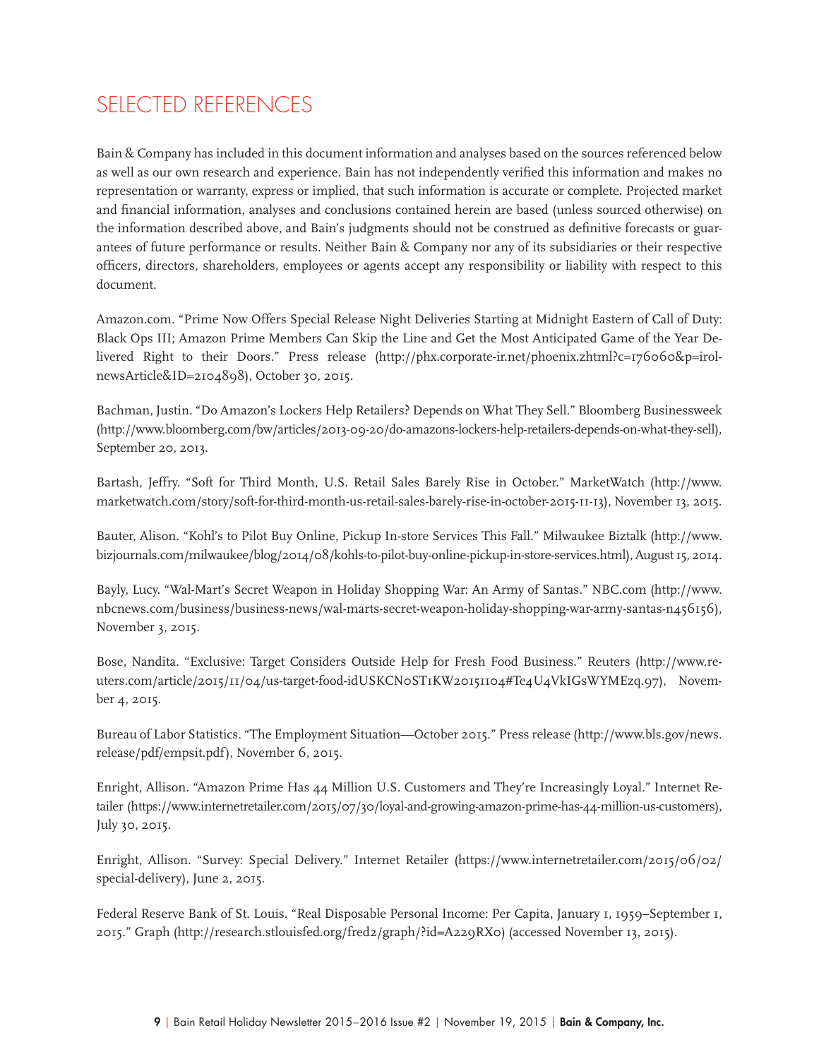# SELECTED REFERENCES

Bain & Company has included in this document information and analyses based on the sources referenced below as well as our own research and experience. Bain has not independently verified this information and makes no representation or warranty, express or implied, that such information is accurate or complete. Projected market and financial information, analyses and conclusions contained herein are based (unless sourced otherwise) on the information described above, and Bain's judgments should not be construed as definitive forecasts or guarantees of future performance or results. Neither Bain & Company nor any of its subsidiaries or their respective officers, directors, shareholders, employees or agents accept any responsibility or liability with respect to this document.

Amazon.com. "Prime Now Offers Special Release Night Deliveries Starting at Midnight Eastern of Call of Duty: Black Ops III; Amazon Prime Members Can Skip the Line and Get the Most Anticipated Game of the Year Delivered Right to their Doors." Press release (http://phx.corporate-ir.net/phoenix.zhtml?c=176060&p=irol-newsArticle&ID=2104898), October 30, 2015.

Bachman, Justin. "Do Amazon's Lockers Help Retailers? Depends on What They Sell." Bloomberg Businessweek (http://www.bloomberg.com/bw/articles/2013-09-20/do-amazons-lockers-help-retailers-depends-on-what-they-sell), September 20, 2013.

Bartash, Jeffry. "Soft for Third Month, U.S. Retail Sales Barely Rise in October." MarketWatch (http://www.marketwatch.com/story/soft-for-third-month-us-retail-sales-barely-rise-in-october-2015-11-13), November 13, 2015.

Bauter, Alison. "Kohl's to Pilot Buy Online, Pickup In-store Services This Fall." Milwaukee Biztalk (http://www.bizjournals.com/milwaukee/blog/2014/08/kohls-to-pilot-buy-online-pickup-in-store-services.html), August 15, 2014.

Bayly, Lucy. "Wal-Mart's Secret Weapon in Holiday Shopping War: An Army of Santas." NBC.com (http://www.nbcnews.com/business/business-news/wal-marts-secret-weapon-holiday-shopping-war-army-santas-n456156), November 3, 2015.

Bose, Nandita. "Exclusive: Target Considers Outside Help for Fresh Food Business." Reuters (http://www.reuters.com/article/2015/11/04/us-target-food-idUSKCN0ST1KW20151104#Te4U4VkIGsWYMEzq.97), November 4, 2015.

Bureau of Labor Statistics. "The Employment Situation—October 2015." Press release (http://www.bls.gov/news.release/pdf/empsit.pdf), November 6, 2015.

Enright, Allison. "Amazon Prime Has 44 Million U.S. Customers and They're Increasingly Loyal." Internet Retailer (https://www.internetretailer.com/2015/07/30/loyal-and-growing-amazon-prime-has-44-million-us-customers), July 30, 2015.

Enright, Allison. "Survey: Special Delivery." Internet Retailer (https://www.internetretailer.com/2015/06/02/special-delivery), June 2, 2015.

Federal Reserve Bank of St. Louis. "Real Disposable Personal Income: Per Capita, January 1, 1959–September 1, 2015." Graph (http://research.stlouisfed.org/fred2/graph/?id=A229RX0) (accessed November 13, 2015).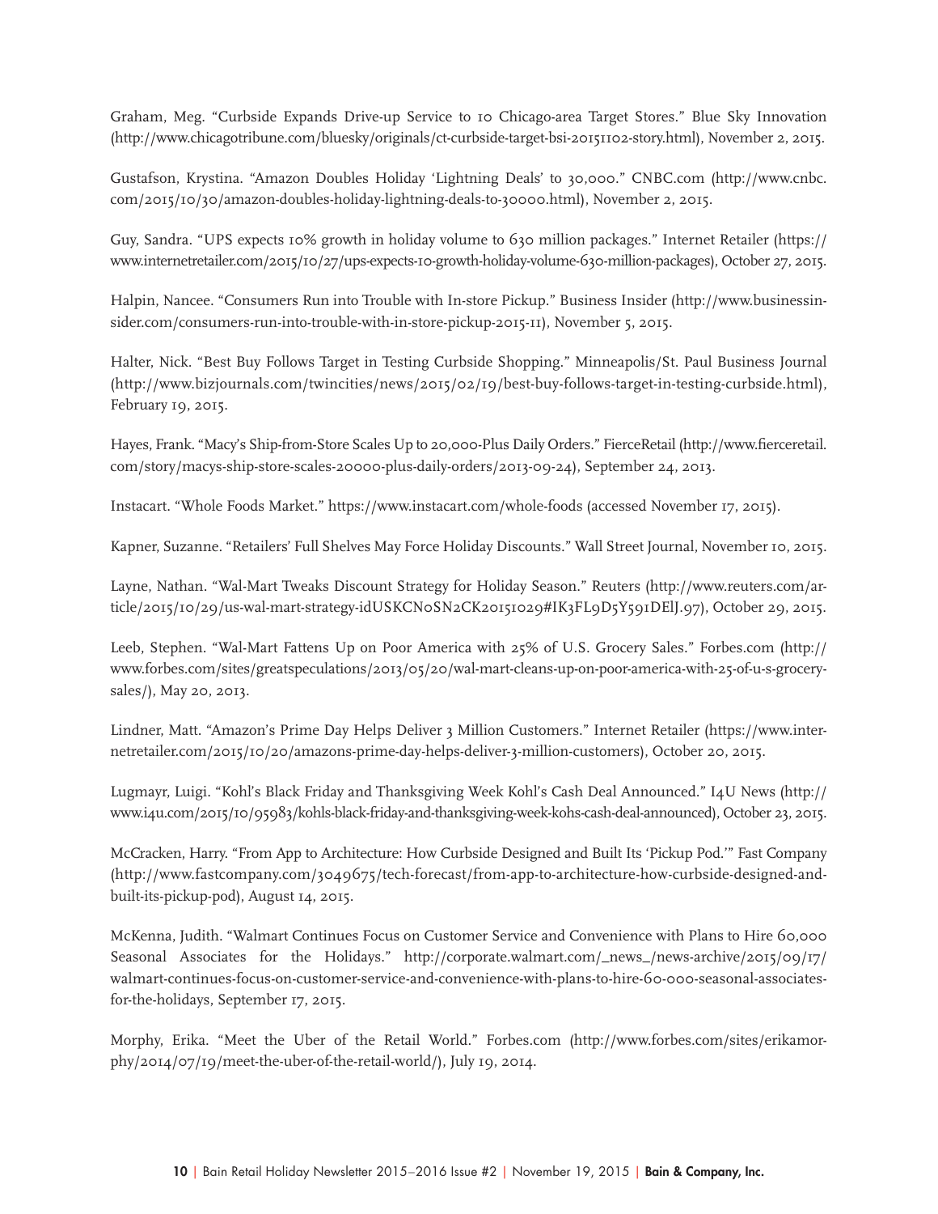Graham, Meg. "Curbside Expands Drive-up Service to 10 Chicago-area Target Stores." Blue Sky Innovation (http://www.chicagotribune.com/bluesky/originals/ct-curbside-target-bsi-20151102-story.html), November 2, 2015.

Gustafson, Krystina. "Amazon Doubles Holiday 'Lightning Deals' to 30,000." CNBC.com (http://www.cnbc.com/2015/10/30/amazon-doubles-holiday-lightning-deals-to-30000.html), November 2, 2015.

Guy, Sandra. "UPS expects 10% growth in holiday volume to 630 million packages." Internet Retailer (https://www.internetretailer.com/2015/10/27/ups-expects-10-growth-holiday-volume-630-million-packages), October 27, 2015.

Halpin, Nancee. "Consumers Run into Trouble with In-store Pickup." Business Insider (http://www.businessinsider.com/consumers-run-into-trouble-with-in-store-pickup-2015-11), November 5, 2015.

Halter, Nick. "Best Buy Follows Target in Testing Curbside Shopping." Minneapolis/St. Paul Business Journal (http://www.bizjournals.com/twincities/news/2015/02/19/best-buy-follows-target-in-testing-curbside.html), February 19, 2015.

Hayes, Frank. "Macy's Ship-from-Store Scales Up to 20,000-Plus Daily Orders." FierceRetail (http://www.fierceretail.com/story/macys-ship-store-scales-20000-plus-daily-orders/2013-09-24), September 24, 2013.

Instacart. "Whole Foods Market." https://www.instacart.com/whole-foods (accessed November 17, 2015).

Kapner, Suzanne. "Retailers' Full Shelves May Force Holiday Discounts." Wall Street Journal, November 10, 2015.

Layne, Nathan. "Wal-Mart Tweaks Discount Strategy for Holiday Season." Reuters (http://www.reuters.com/article/2015/10/29/us-wal-mart-strategy-idUSKCN0SN2CK20151029#IK3FL9D5Y591DElJ.97), October 29, 2015.

Leeb, Stephen. "Wal-Mart Fattens Up on Poor America with 25% of U.S. Grocery Sales." Forbes.com (http://www.forbes.com/sites/greatspeculations/2013/05/20/wal-mart-cleans-up-on-poor-america-with-25-of-u-s-grocery-sales/), May 20, 2013.

Lindner, Matt. "Amazon's Prime Day Helps Deliver 3 Million Customers." Internet Retailer (https://www.internetretailer.com/2015/10/20/amazons-prime-day-helps-deliver-3-million-customers), October 20, 2015.

Lugmayr, Luigi. "Kohl's Black Friday and Thanksgiving Week Kohl's Cash Deal Announced." I4U News (http://www.i4u.com/2015/10/95983/kohls-black-friday-and-thanksgiving-week-kohs-cash-deal-announced), October 23, 2015.

McCracken, Harry. "From App to Architecture: How Curbside Designed and Built Its 'Pickup Pod.'" Fast Company (http://www.fastcompany.com/3049675/tech-forecast/from-app-to-architecture-how-curbside-designed-and-built-its-pickup-pod), August 14, 2015.

McKenna, Judith. "Walmart Continues Focus on Customer Service and Convenience with Plans to Hire 60,000 Seasonal Associates for the Holidays." http://corporate.walmart.com/_news_/news-archive/2015/09/17/walmart-continues-focus-on-customer-service-and-convenience-with-plans-to-hire-60-000-seasonal-associates-for-the-holidays, September 17, 2015.

Morphy, Erika. "Meet the Uber of the Retail World." Forbes.com (http://www.forbes.com/sites/erikamorphy/2014/07/19/meet-the-uber-of-the-retail-world/), July 19, 2014.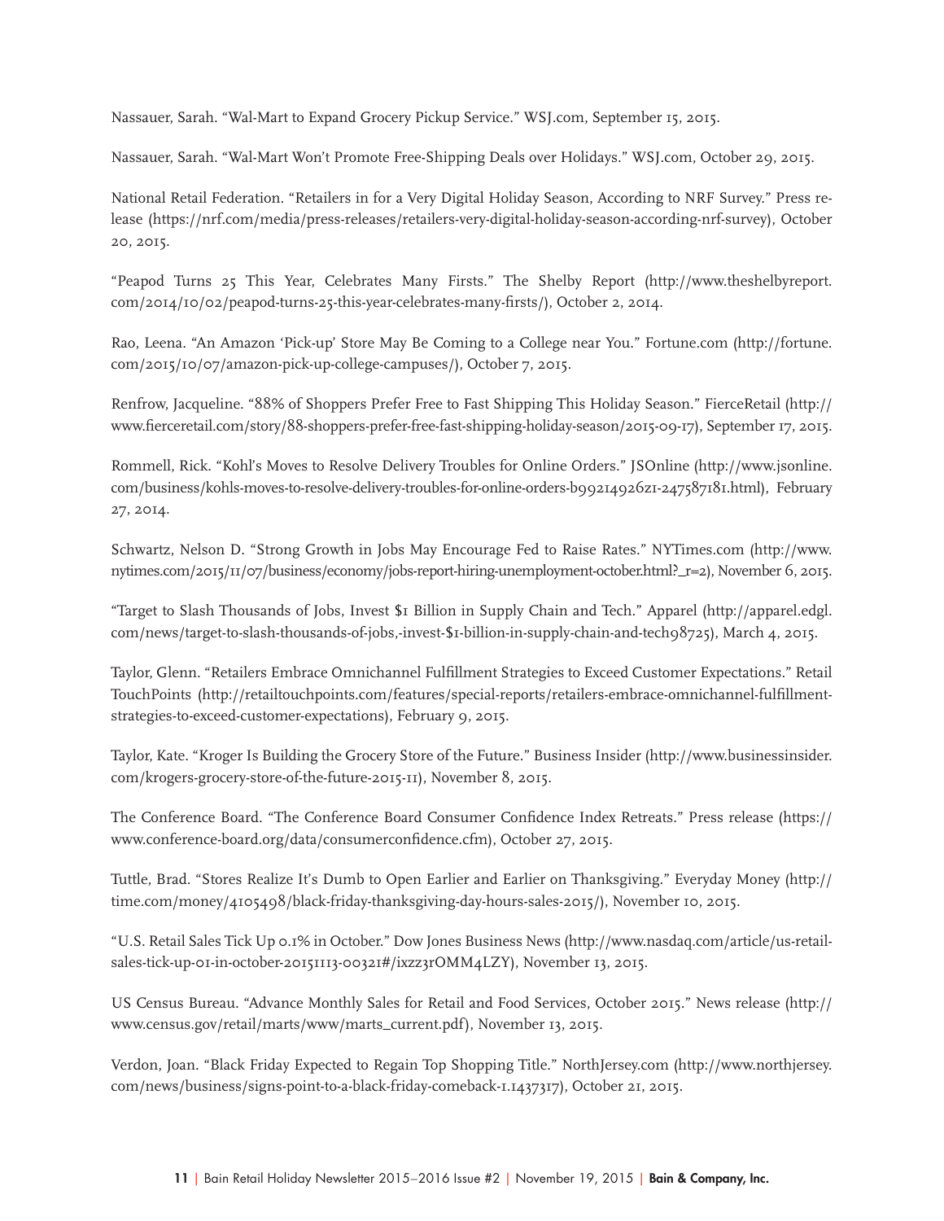Nassauer, Sarah. "Wal-Mart to Expand Grocery Pickup Service." WSJ.com, September 15, 2015.

Nassauer, Sarah. "Wal-Mart Won't Promote Free-Shipping Deals over Holidays." WSJ.com, October 29, 2015.

National Retail Federation. "Retailers in for a Very Digital Holiday Season, According to NRF Survey." Press release (https://nrf.com/media/press-releases/retailers-very-digital-holiday-season-according-nrf-survey), October 20, 2015.

"Peapod Turns 25 This Year, Celebrates Many Firsts." The Shelby Report (http://www.theshelbyreport.com/2014/10/02/peapod-turns-25-this-year-celebrates-many-firsts/), October 2, 2014.

Rao, Leena. "An Amazon 'Pick-up' Store May Be Coming to a College near You." Fortune.com (http://fortune.com/2015/10/07/amazon-pick-up-college-campuses/), October 7, 2015.

Renfrow, Jacqueline. "88% of Shoppers Prefer Free to Fast Shipping This Holiday Season." FierceRetail (http://www.fierceretail.com/story/88-shoppers-prefer-free-fast-shipping-holiday-season/2015-09-17), September 17, 2015.

Rommell, Rick. "Kohl's Moves to Resolve Delivery Troubles for Online Orders." JSOnline (http://www.jsonline.com/business/kohls-moves-to-resolve-delivery-troubles-for-online-orders-b99214926z1-247587181.html), February 27, 2014.

Schwartz, Nelson D. "Strong Growth in Jobs May Encourage Fed to Raise Rates." NYTimes.com (http://www.nytimes.com/2015/11/07/business/economy/jobs-report-hiring-unemployment-october.html?_r=2), November 6, 2015.

"Target to Slash Thousands of Jobs, Invest $1 Billion in Supply Chain and Tech." Apparel (http://apparel.edgl.com/news/target-to-slash-thousands-of-jobs,-invest-$1-billion-in-supply-chain-and-tech98725), March 4, 2015.

Taylor, Glenn. "Retailers Embrace Omnichannel Fulfillment Strategies to Exceed Customer Expectations." Retail TouchPoints (http://retailtouchpoints.com/features/special-reports/retailers-embrace-omnichannel-fulfillment-strategies-to-exceed-customer-expectations), February 9, 2015.

Taylor, Kate. "Kroger Is Building the Grocery Store of the Future." Business Insider (http://www.businessinsider.com/krogers-grocery-store-of-the-future-2015-11), November 8, 2015.

The Conference Board. "The Conference Board Consumer Confidence Index Retreats." Press release (https://www.conference-board.org/data/consumerconfidence.cfm), October 27, 2015.

Tuttle, Brad. "Stores Realize It's Dumb to Open Earlier and Earlier on Thanksgiving." Everyday Money (http://time.com/money/4105498/black-friday-thanksgiving-day-hours-sales-2015/), November 10, 2015.

"U.S. Retail Sales Tick Up 0.1% in October." Dow Jones Business News (http://www.nasdaq.com/article/us-retail-sales-tick-up-01-in-october-20151113-00321#/ixzz3rOMM4LZY), November 13, 2015.

US Census Bureau. "Advance Monthly Sales for Retail and Food Services, October 2015." News release (http://www.census.gov/retail/marts/www/marts_current.pdf), November 13, 2015.

Verdon, Joan. "Black Friday Expected to Regain Top Shopping Title." NorthJersey.com (http://www.northjersey.com/news/business/signs-point-to-a-black-friday-comeback-1.1437317), October 21, 2015.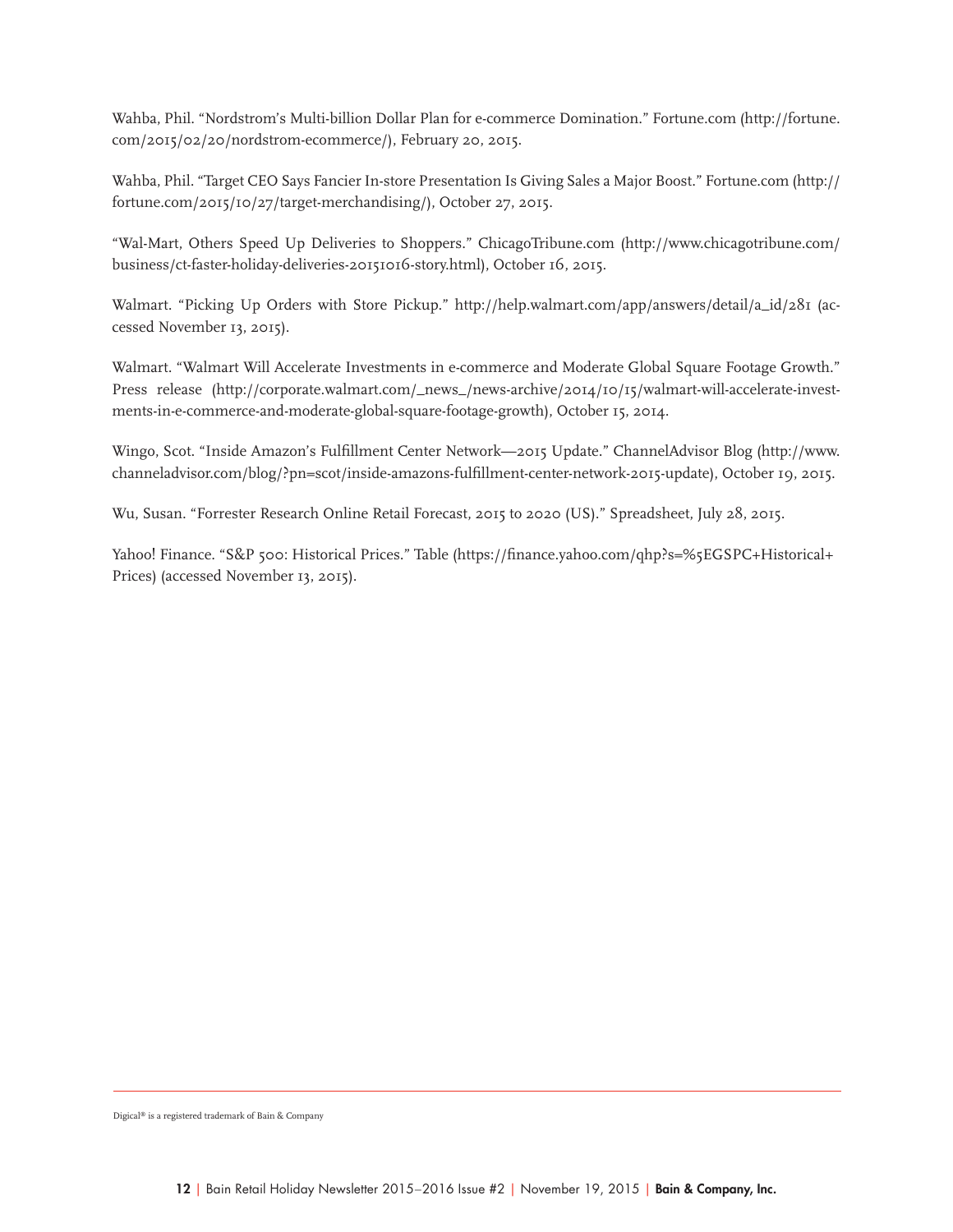Wahba, Phil. "Nordstrom's Multi-billion Dollar Plan for e-commerce Domination." Fortune.com (http://fortune.com/2015/02/20/nordstrom-ecommerce/), February 20, 2015.

Wahba, Phil. "Target CEO Says Fancier In-store Presentation Is Giving Sales a Major Boost." Fortune.com (http://fortune.com/2015/10/27/target-merchandising/), October 27, 2015.

"Wal-Mart, Others Speed Up Deliveries to Shoppers." ChicagoTribune.com (http://www.chicagotribune.com/business/ct-faster-holiday-deliveries-20151016-story.html), October 16, 2015.

Walmart. "Picking Up Orders with Store Pickup." http://help.walmart.com/app/answers/detail/a_id/281 (accessed November 13, 2015).

Walmart. "Walmart Will Accelerate Investments in e-commerce and Moderate Global Square Footage Growth." Press release (http://corporate.walmart.com/_news_/news-archive/2014/10/15/walmart-will-accelerate-investments-in-e-commerce-and-moderate-global-square-footage-growth), October 15, 2014.

Wingo, Scot. "Inside Amazon's Fulfillment Center Network—2015 Update." ChannelAdvisor Blog (http://www.channeladvisor.com/blog/?pn=scot/inside-amazons-fulfillment-center-network-2015-update), October 19, 2015.

Wu, Susan. "Forrester Research Online Retail Forecast, 2015 to 2020 (US)." Spreadsheet, July 28, 2015.

Yahoo! Finance. "S&P 500: Historical Prices." Table (https://finance.yahoo.com/qhp?s=%5EGSPC+Historical+Prices) (accessed November 13, 2015).

Digical® is a registered trademark of Bain & Company